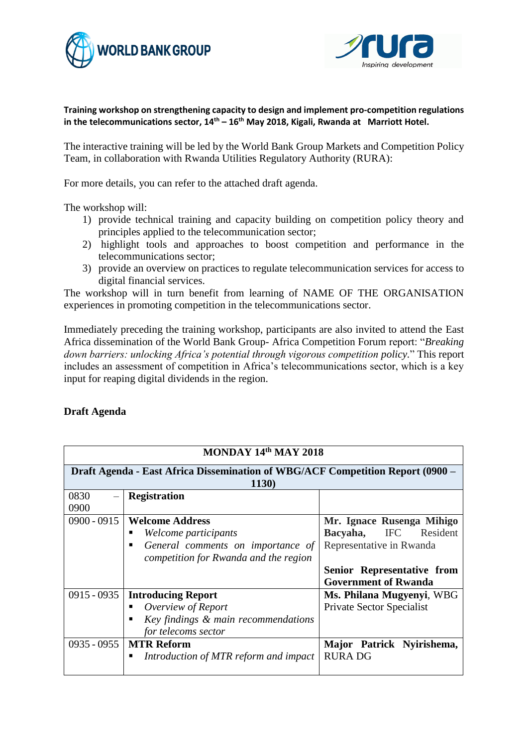**Training workshop on strengthening capacity to design and implement pro-competition regulations in the telecommunications sector, 14th – 16th May 2018, Kigali, Rwanda at Marriott Hotel.**

The interactive training will be led by the World Bank Group Markets and Competition Policy Team, in collaboration with Rwanda Utilities Regulatory Authority (RURA):

For more details, you can refer to the attached draft agenda.

The workshop will:

1) provide technical training and capacity building on competition policy theory and principles applied to the telecommunication sector;
2) highlight tools and approaches to boost competition and performance in the telecommunications sector;
3) provide an overview on practices to regulate telecommunication services for access to digital financial services.

The workshop will in turn benefit from learning of NAME OF THE ORGANISATION experiences in promoting competition in the telecommunications sector.

Immediately preceding the training workshop, participants are also invited to attend the East Africa dissemination of the World Bank Group- Africa Competition Forum report: "*Breaking down barriers: unlocking Africa's potential through vigorous competition policy.*" This report includes an assessment of competition in Africa's telecommunications sector, which is a key input for reaping digital dividends in the region.

**Draft Agenda**

| **MONDAY 14th MAY 2018** | | |
|---|---|---|
| **Draft Agenda - East Africa Dissemination of WBG/ACF Competition Report (0900 – 1130)** | | |
| 0830 – 0900 | **Registration** | |
| 0900 - 0915 | **Welcome Address**<br>▪ *Welcome participants*<br>▪ *General comments on importance of competition for Rwanda and the region* | **Mr. Ignace Rusenga Mihigo Bacyaha,** IFC Resident Representative in Rwanda<br><br>**Senior Representative from Government of Rwanda** |
| 0915 - 0935 | **Introducing Report**<br>▪ *Overview of Report*<br>▪ *Key findings & main recommendations for telecoms sector* | **Ms. Philana Mugyenyi**, WBG Private Sector Specialist |
| 0935 - 0955 | **MTR Reform**<br>▪ *Introduction of MTR reform and impact* | **Major Patrick Nyirishema,** RURA DG |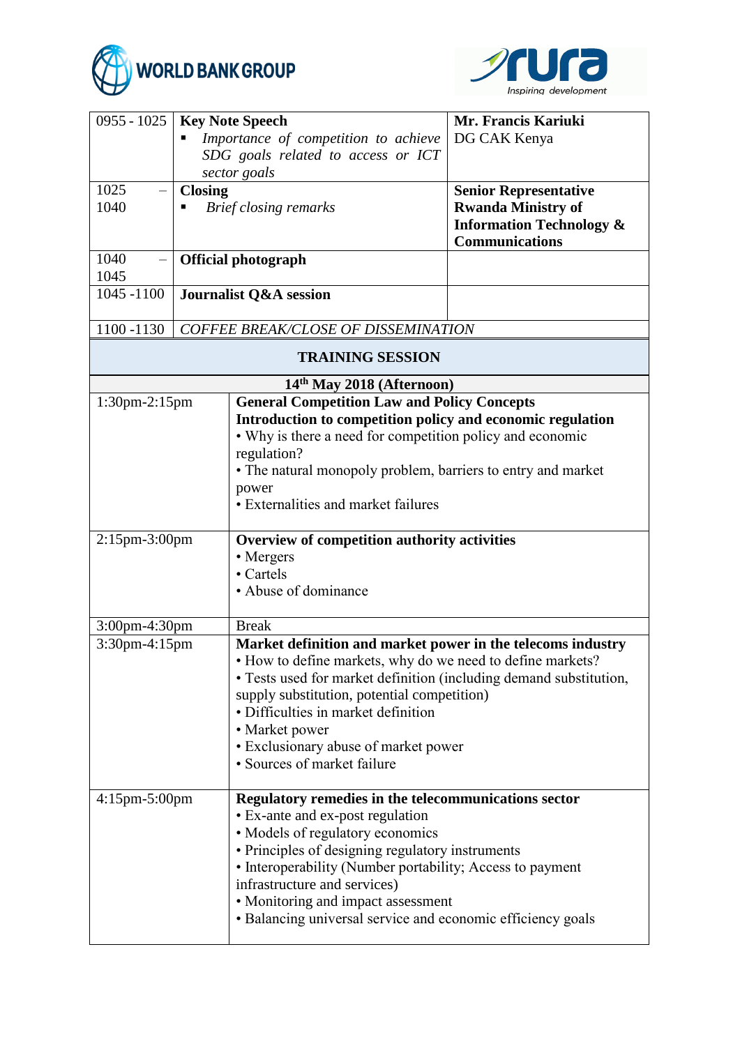| | | |
|---|---|---|
| 0955 - 1025 | **Key Note Speech**<br>▪ *Importance of competition to achieve SDG goals related to access or ICT sector goals* | **Mr. Francis Kariuki**<br>DG CAK Kenya |
| 1025 – 1040 | **Closing**<br>▪ *Brief closing remarks* | **Senior Representative Rwanda Ministry of Information Technology & Communications** |
| 1040 – 1045 | **Official photograph** | |
| 1045 -1100 | **Journalist Q&A session** | |
| 1100 -1130 | *COFFEE BREAK/CLOSE OF DISSEMINATION* | |

## TRAINING SESSION

| 14th May 2018 (Afternoon) | |
|---|---|
| 1:30pm-2:15pm | **General Competition Law and Policy Concepts**<br>**Introduction to competition policy and economic regulation**<br>• Why is there a need for competition policy and economic regulation?<br>• The natural monopoly problem, barriers to entry and market power<br>• Externalities and market failures |
| 2:15pm-3:00pm | **Overview of competition authority activities**<br>• Mergers<br>• Cartels<br>• Abuse of dominance |
| 3:00pm-4:30pm | Break |
| 3:30pm-4:15pm | **Market definition and market power in the telecoms industry**<br>• How to define markets, why do we need to define markets?<br>• Tests used for market definition (including demand substitution, supply substitution, potential competition)<br>• Difficulties in market definition<br>• Market power<br>• Exclusionary abuse of market power<br>• Sources of market failure |
| 4:15pm-5:00pm | **Regulatory remedies in the telecommunications sector**<br>• Ex-ante and ex-post regulation<br>• Models of regulatory economics<br>• Principles of designing regulatory instruments<br>• Interoperability (Number portability; Access to payment infrastructure and services)<br>• Monitoring and impact assessment<br>• Balancing universal service and economic efficiency goals |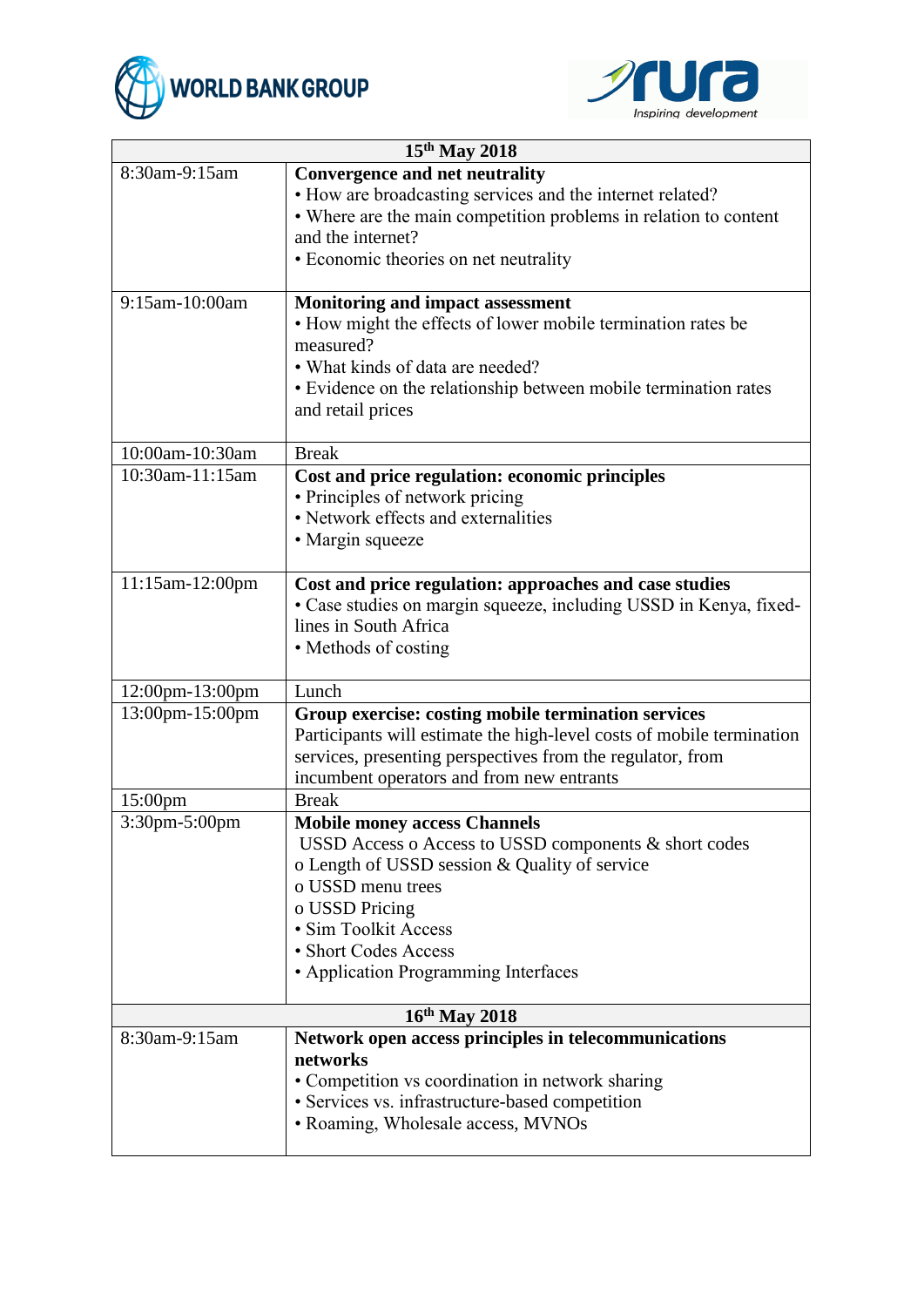| 15th May 2018 | |
|---|---|
| 8:30am-9:15am | **Convergence and net neutrality**<br>• How are broadcasting services and the internet related?<br>• Where are the main competition problems in relation to content and the internet?<br>• Economic theories on net neutrality |
| 9:15am-10:00am | **Monitoring and impact assessment**<br>• How might the effects of lower mobile termination rates be measured?<br>• What kinds of data are needed?<br>• Evidence on the relationship between mobile termination rates and retail prices |
| 10:00am-10:30am | Break |
| 10:30am-11:15am | **Cost and price regulation: economic principles**<br>• Principles of network pricing<br>• Network effects and externalities<br>• Margin squeeze |
| 11:15am-12:00pm | **Cost and price regulation: approaches and case studies**<br>• Case studies on margin squeeze, including USSD in Kenya, fixed-lines in South Africa<br>• Methods of costing |
| 12:00pm-13:00pm | Lunch |
| 13:00pm-15:00pm | **Group exercise: costing mobile termination services**<br>Participants will estimate the high-level costs of mobile termination services, presenting perspectives from the regulator, from incumbent operators and from new entrants |
| 15:00pm | Break |
| 3:30pm-5:00pm | **Mobile money access Channels**<br>USSD Access o Access to USSD components & short codes<br>o Length of USSD session & Quality of service<br>o USSD menu trees<br>o USSD Pricing<br>• Sim Toolkit Access<br>• Short Codes Access<br>• Application Programming Interfaces |
| **16th May 2018** | |
| 8:30am-9:15am | **Network open access principles in telecommunications networks**<br>• Competition vs coordination in network sharing<br>• Services vs. infrastructure-based competition<br>• Roaming, Wholesale access, MVNOs |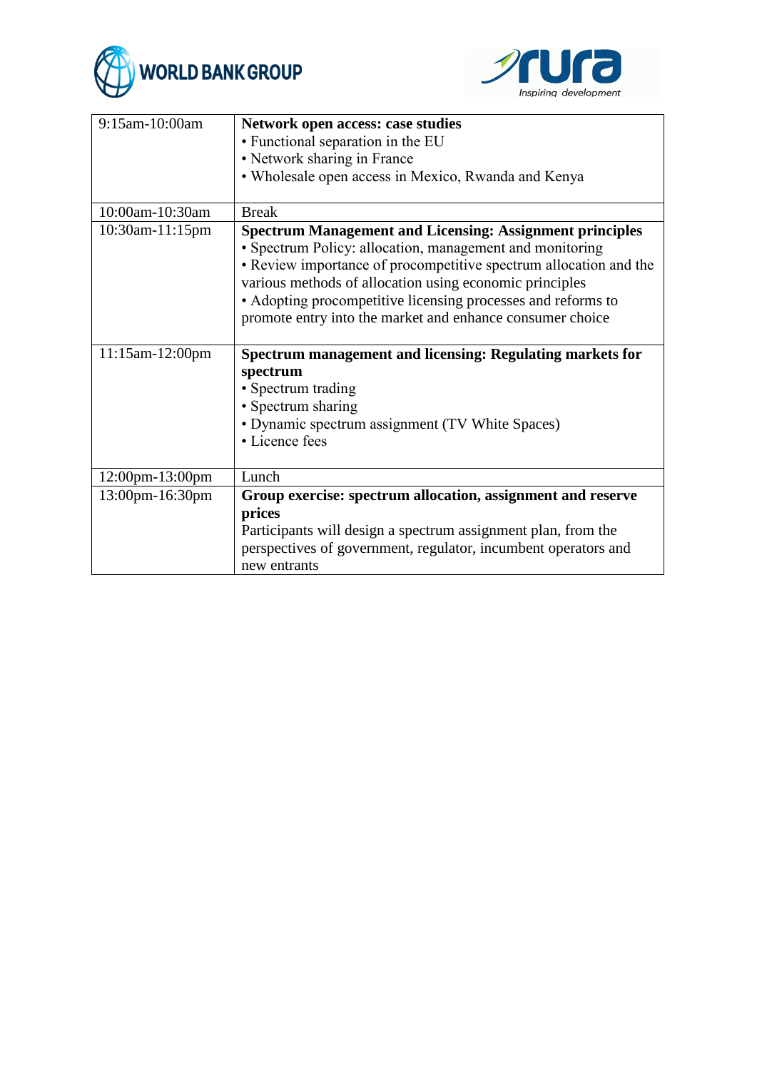| | |
|---|---|
| 9:15am-10:00am | **Network open access: case studies**<br>• Functional separation in the EU<br>• Network sharing in France<br>• Wholesale open access in Mexico, Rwanda and Kenya |
| 10:00am-10:30am | Break |
| 10:30am-11:15pm | **Spectrum Management and Licensing: Assignment principles**<br>• Spectrum Policy: allocation, management and monitoring<br>• Review importance of procompetitive spectrum allocation and the various methods of allocation using economic principles<br>• Adopting procompetitive licensing processes and reforms to promote entry into the market and enhance consumer choice |
| 11:15am-12:00pm | **Spectrum management and licensing: Regulating markets for spectrum**<br>• Spectrum trading<br>• Spectrum sharing<br>• Dynamic spectrum assignment (TV White Spaces)<br>• Licence fees |
| 12:00pm-13:00pm | Lunch |
| 13:00pm-16:30pm | **Group exercise: spectrum allocation, assignment and reserve prices**<br>Participants will design a spectrum assignment plan, from the perspectives of government, regulator, incumbent operators and new entrants |